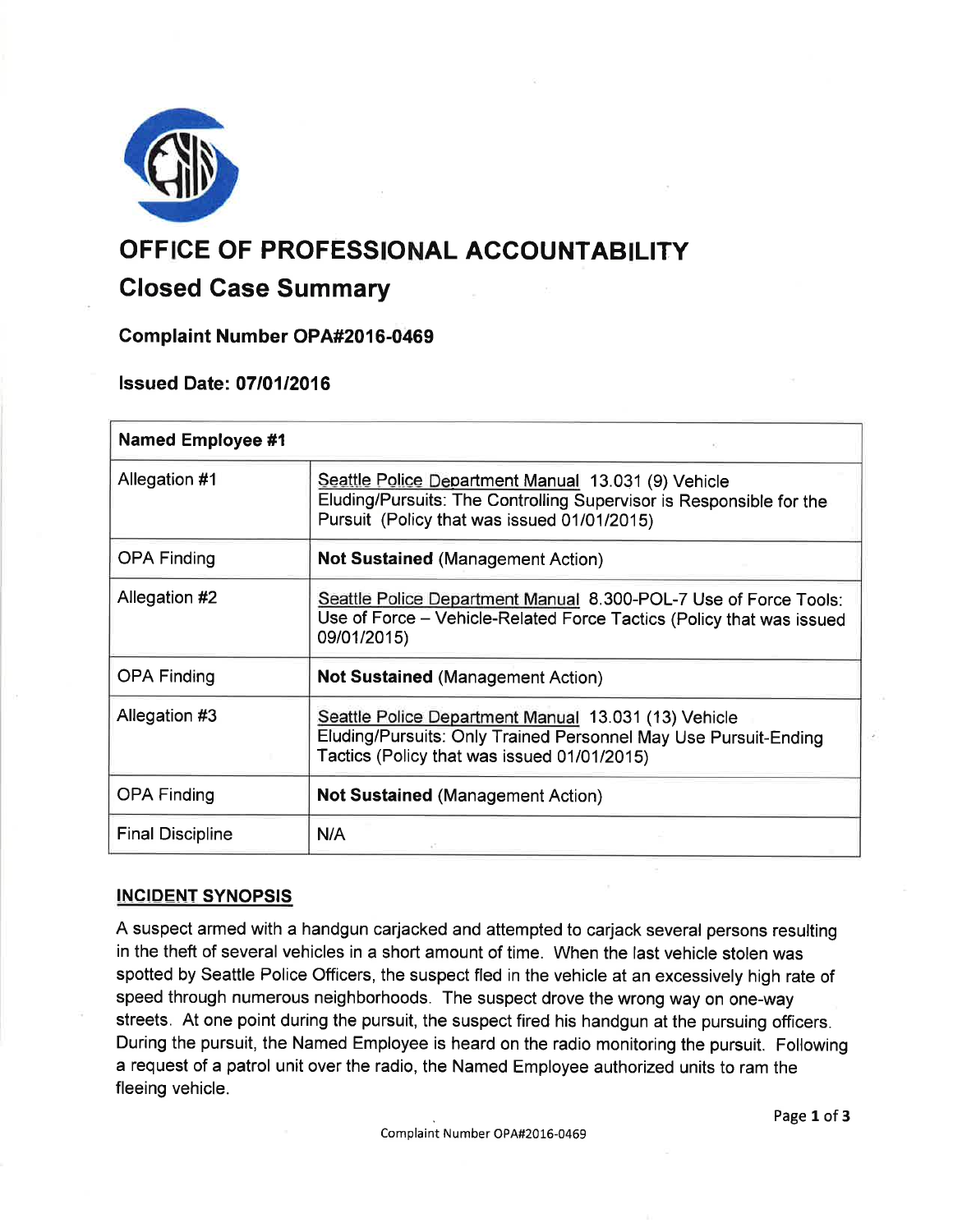# OFFICE OF PROFESSIONAL ACCOUNTABILITY

## Closed Case Summary

### Complaint Number OPA#2016-0469

### Issued Date: 07/01/2016

| Named Employee #1 | |
|---|---|
| Allegation #1 | Seattle Police Department Manual 13.031 (9) Vehicle Eluding/Pursuits: The Controlling Supervisor is Responsible for the Pursuit (Policy that was issued 01/01/2015) |
| OPA Finding | **Not Sustained** (Management Action) |
| Allegation #2 | Seattle Police Department Manual 8.300-POL-7 Use of Force Tools: Use of Force – Vehicle-Related Force Tactics (Policy that was issued 09/01/2015) |
| OPA Finding | **Not Sustained** (Management Action) |
| Allegation #3 | Seattle Police Department Manual 13.031 (13) Vehicle Eluding/Pursuits: Only Trained Personnel May Use Pursuit-Ending Tactics (Policy that was issued 01/01/2015) |
| OPA Finding | **Not Sustained** (Management Action) |
| Final Discipline | N/A |

## INCIDENT SYNOPSIS

A suspect armed with a handgun carjacked and attempted to carjack several persons resulting in the theft of several vehicles in a short amount of time. When the last vehicle stolen was spotted by Seattle Police Officers, the suspect fled in the vehicle at an excessively high rate of speed through numerous neighborhoods. The suspect drove the wrong way on one-way streets. At one point during the pursuit, the suspect fired his handgun at the pursuing officers. During the pursuit, the Named Employee is heard on the radio monitoring the pursuit. Following a request of a patrol unit over the radio, the Named Employee authorized units to ram the fleeing vehicle.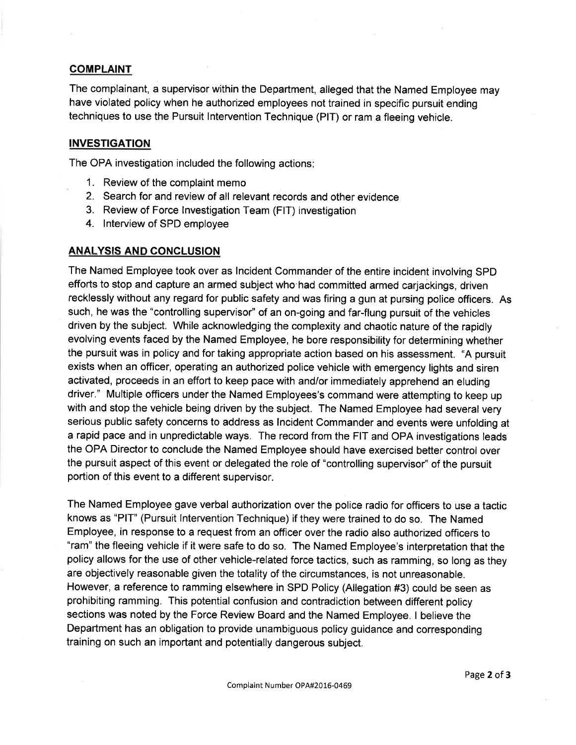## COMPLAINT

The complainant, a supervisor within the Department, alleged that the Named Employee may have violated policy when he authorized employees not trained in specific pursuit ending techniques to use the Pursuit Intervention Technique (PIT) or ram a fleeing vehicle.

## INVESTIGATION

The OPA investigation included the following actions:

1. Review of the complaint memo
2. Search for and review of all relevant records and other evidence
3. Review of Force Investigation Team (FIT) investigation
4. Interview of SPD employee

## ANALYSIS AND CONCLUSION

The Named Employee took over as Incident Commander of the entire incident involving SPD efforts to stop and capture an armed subject who had committed armed carjackings, driven recklessly without any regard for public safety and was firing a gun at pursing police officers. As such, he was the "controlling supervisor" of an on-going and far-flung pursuit of the vehicles driven by the subject. While acknowledging the complexity and chaotic nature of the rapidly evolving events faced by the Named Employee, he bore responsibility for determining whether the pursuit was in policy and for taking appropriate action based on his assessment. "A pursuit exists when an officer, operating an authorized police vehicle with emergency lights and siren activated, proceeds in an effort to keep pace with and/or immediately apprehend an eluding driver." Multiple officers under the Named Employees's command were attempting to keep up with and stop the vehicle being driven by the subject. The Named Employee had several very serious public safety concerns to address as Incident Commander and events were unfolding at a rapid pace and in unpredictable ways. The record from the FIT and OPA investigations leads the OPA Director to conclude the Named Employee should have exercised better control over the pursuit aspect of this event or delegated the role of "controlling supervisor" of the pursuit portion of this event to a different supervisor.

The Named Employee gave verbal authorization over the police radio for officers to use a tactic knows as "PIT" (Pursuit Intervention Technique) if they were trained to do so. The Named Employee, in response to a request from an officer over the radio also authorized officers to "ram" the fleeing vehicle if it were safe to do so. The Named Employee's interpretation that the policy allows for the use of other vehicle-related force tactics, such as ramming, so long as they are objectively reasonable given the totality of the circumstances, is not unreasonable. However, a reference to ramming elsewhere in SPD Policy (Allegation #3) could be seen as prohibiting ramming. This potential confusion and contradiction between different policy sections was noted by the Force Review Board and the Named Employee. I believe the Department has an obligation to provide unambiguous policy guidance and corresponding training on such an important and potentially dangerous subject.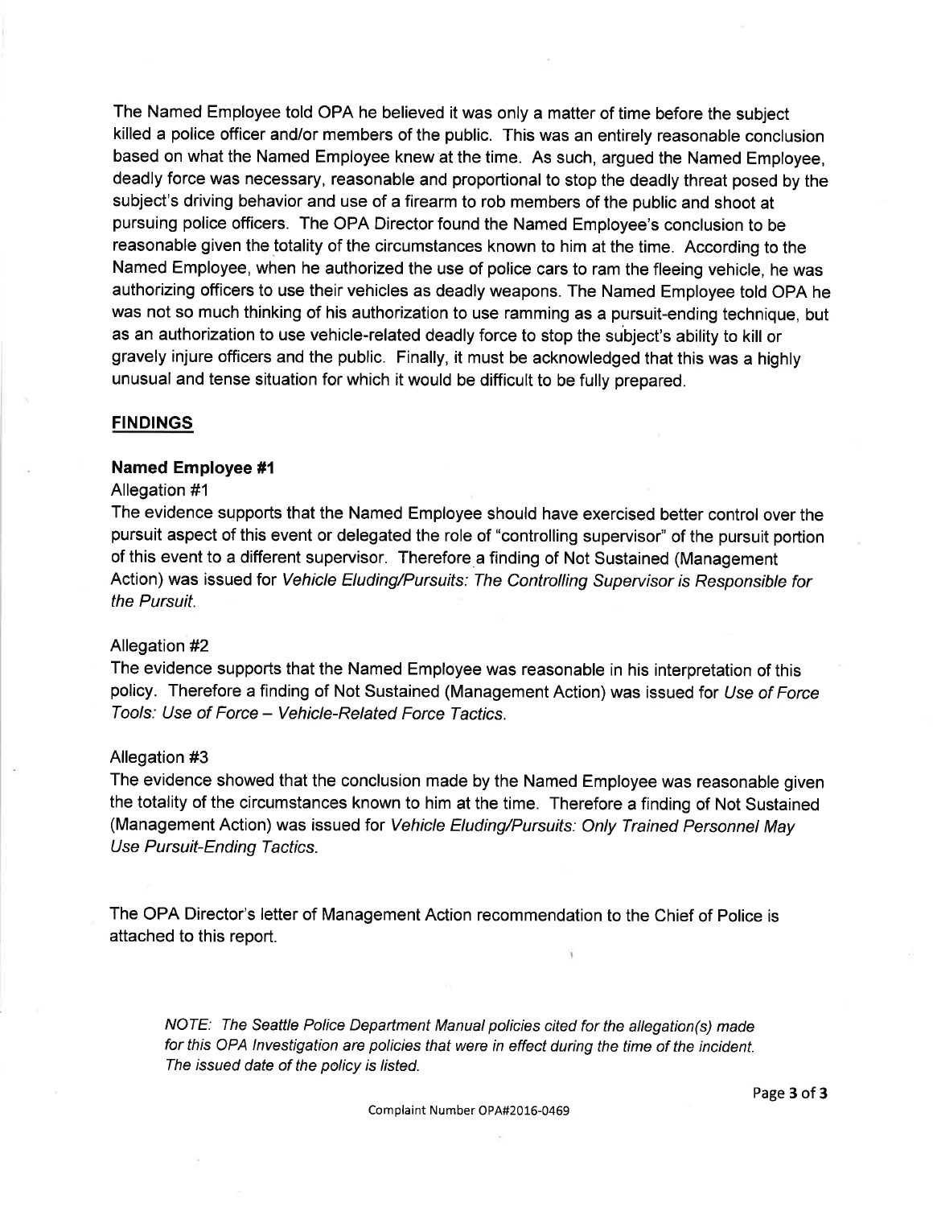The Named Employee told OPA he believed it was only a matter of time before the subject killed a police officer and/or members of the public. This was an entirely reasonable conclusion based on what the Named Employee knew at the time. As such, argued the Named Employee, deadly force was necessary, reasonable and proportional to stop the deadly threat posed by the subject's driving behavior and use of a firearm to rob members of the public and shoot at pursuing police officers. The OPA Director found the Named Employee's conclusion to be reasonable given the totality of the circumstances known to him at the time. According to the Named Employee, when he authorized the use of police cars to ram the fleeing vehicle, he was authorizing officers to use their vehicles as deadly weapons. The Named Employee told OPA he was not so much thinking of his authorization to use ramming as a pursuit-ending technique, but as an authorization to use vehicle-related deadly force to stop the subject's ability to kill or gravely injure officers and the public. Finally, it must be acknowledged that this was a highly unusual and tense situation for which it would be difficult to be fully prepared.

## FINDINGS

### Named Employee #1

Allegation #1

The evidence supports that the Named Employee should have exercised better control over the pursuit aspect of this event or delegated the role of "controlling supervisor" of the pursuit portion of this event to a different supervisor. Therefore a finding of Not Sustained (Management Action) was issued for *Vehicle Eluding/Pursuits: The Controlling Supervisor is Responsible for the Pursuit.*

Allegation #2

The evidence supports that the Named Employee was reasonable in his interpretation of this policy. Therefore a finding of Not Sustained (Management Action) was issued for *Use of Force Tools: Use of Force – Vehicle-Related Force Tactics.*

Allegation #3

The evidence showed that the conclusion made by the Named Employee was reasonable given the totality of the circumstances known to him at the time. Therefore a finding of Not Sustained (Management Action) was issued for *Vehicle Eluding/Pursuits: Only Trained Personnel May Use Pursuit-Ending Tactics.*

The OPA Director's letter of Management Action recommendation to the Chief of Police is attached to this report.

*NOTE: The Seattle Police Department Manual policies cited for the allegation(s) made for this OPA Investigation are policies that were in effect during the time of the incident. The issued date of the policy is listed.*

Complaint Number OPA#2016-0469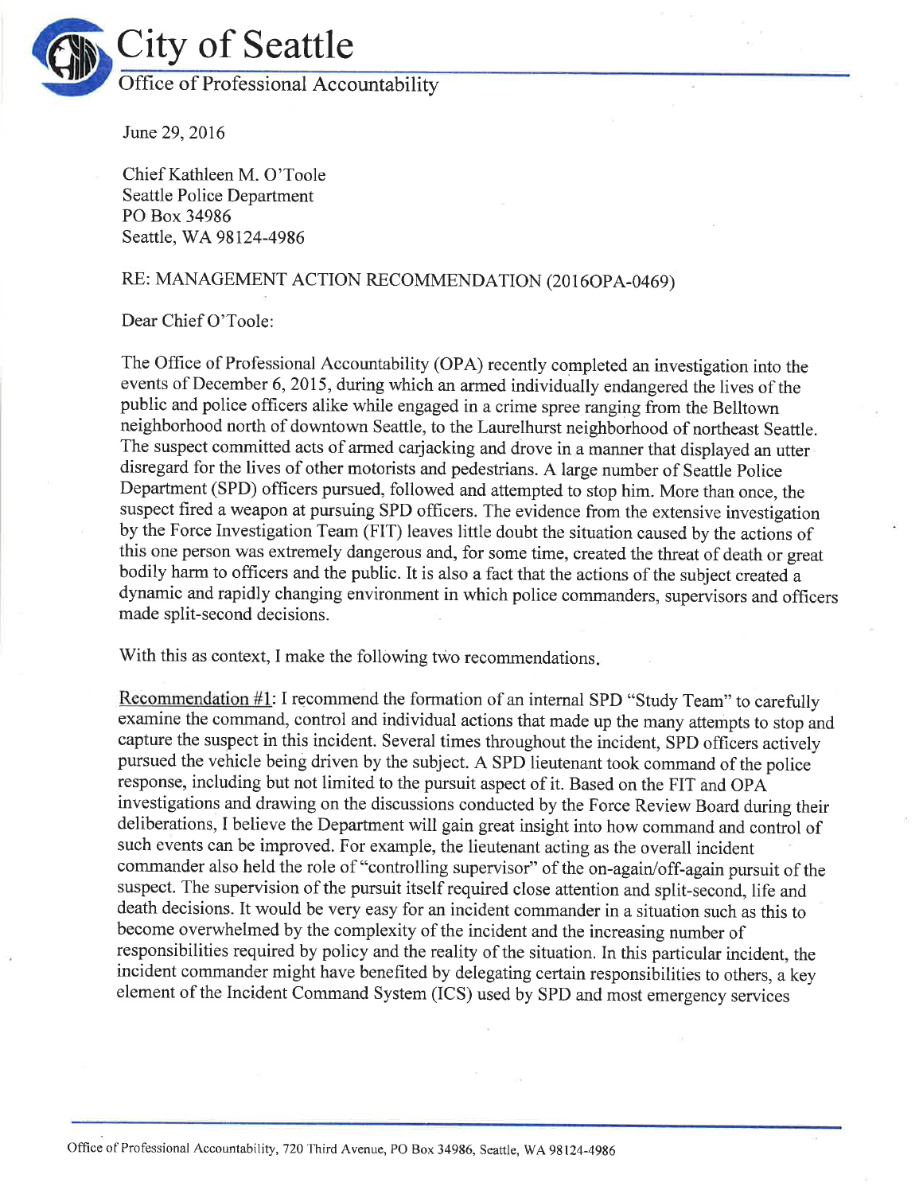# City of Seattle

Office of Professional Accountability

June 29, 2016

Chief Kathleen M. O'Toole
Seattle Police Department
PO Box 34986
Seattle, WA 98124-4986

RE: MANAGEMENT ACTION RECOMMENDATION (2016OPA-0469)

Dear Chief O'Toole:

The Office of Professional Accountability (OPA) recently completed an investigation into the events of December 6, 2015, during which an armed individually endangered the lives of the public and police officers alike while engaged in a crime spree ranging from the Belltown neighborhood north of downtown Seattle, to the Laurelhurst neighborhood of northeast Seattle. The suspect committed acts of armed carjacking and drove in a manner that displayed an utter disregard for the lives of other motorists and pedestrians. A large number of Seattle Police Department (SPD) officers pursued, followed and attempted to stop him. More than once, the suspect fired a weapon at pursuing SPD officers. The evidence from the extensive investigation by the Force Investigation Team (FIT) leaves little doubt the situation caused by the actions of this one person was extremely dangerous and, for some time, created the threat of death or great bodily harm to officers and the public. It is also a fact that the actions of the subject created a dynamic and rapidly changing environment in which police commanders, supervisors and officers made split-second decisions.

With this as context, I make the following two recommendations.

Recommendation #1: I recommend the formation of an internal SPD "Study Team" to carefully examine the command, control and individual actions that made up the many attempts to stop and capture the suspect in this incident. Several times throughout the incident, SPD officers actively pursued the vehicle being driven by the subject. A SPD lieutenant took command of the police response, including but not limited to the pursuit aspect of it. Based on the FIT and OPA investigations and drawing on the discussions conducted by the Force Review Board during their deliberations, I believe the Department will gain great insight into how command and control of such events can be improved. For example, the lieutenant acting as the overall incident commander also held the role of "controlling supervisor" of the on-again/off-again pursuit of the suspect. The supervision of the pursuit itself required close attention and split-second, life and death decisions. It would be very easy for an incident commander in a situation such as this to become overwhelmed by the complexity of the incident and the increasing number of responsibilities required by policy and the reality of the situation. In this particular incident, the incident commander might have benefited by delegating certain responsibilities to others, a key element of the Incident Command System (ICS) used by SPD and most emergency services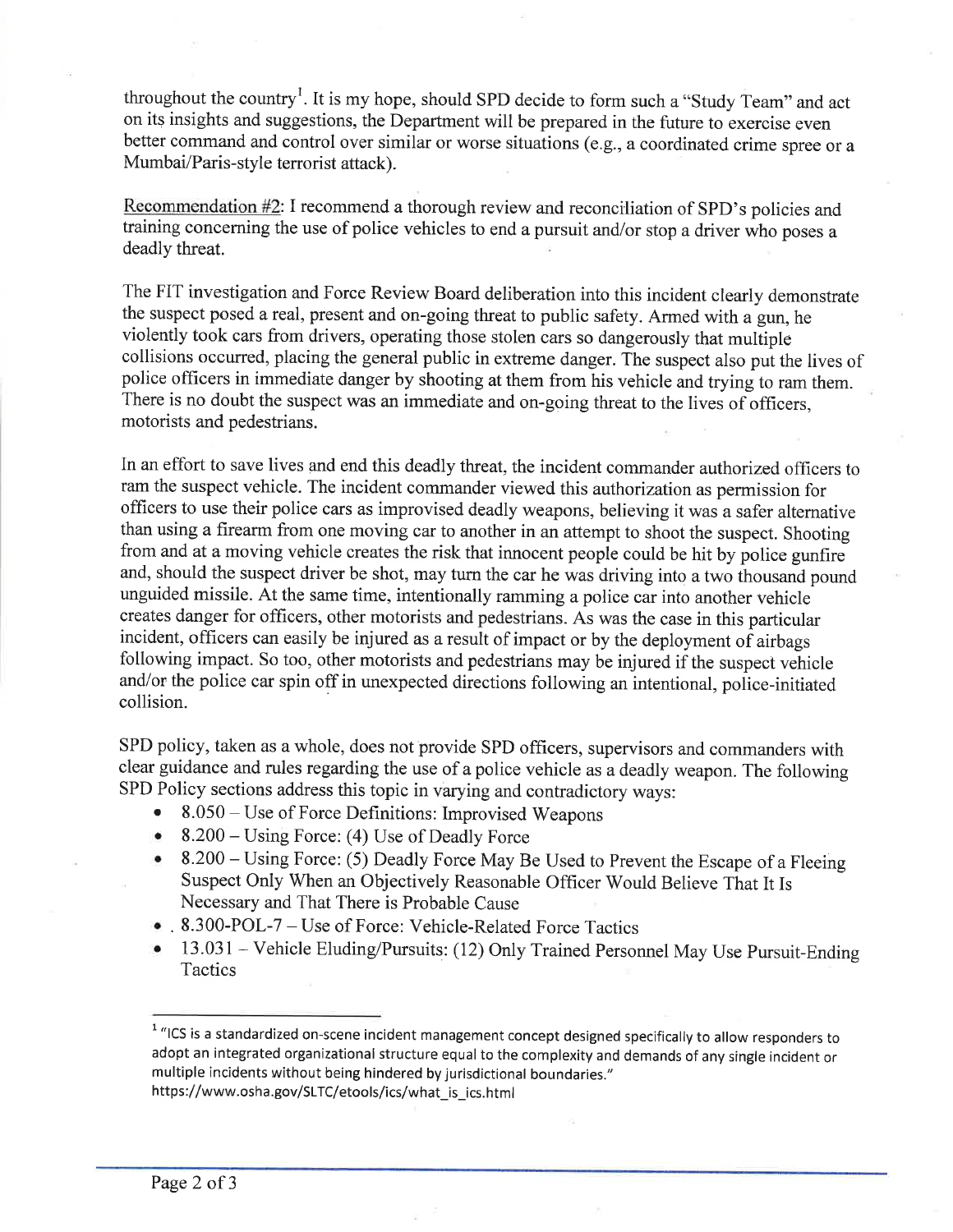throughout the country[1]. It is my hope, should SPD decide to form such a "Study Team" and act on its insights and suggestions, the Department will be prepared in the future to exercise even better command and control over similar or worse situations (e.g., a coordinated crime spree or a Mumbai/Paris-style terrorist attack).

Recommendation #2: I recommend a thorough review and reconciliation of SPD's policies and training concerning the use of police vehicles to end a pursuit and/or stop a driver who poses a deadly threat.

The FIT investigation and Force Review Board deliberation into this incident clearly demonstrate the suspect posed a real, present and on-going threat to public safety. Armed with a gun, he violently took cars from drivers, operating those stolen cars so dangerously that multiple collisions occurred, placing the general public in extreme danger. The suspect also put the lives of police officers in immediate danger by shooting at them from his vehicle and trying to ram them. There is no doubt the suspect was an immediate and on-going threat to the lives of officers, motorists and pedestrians.

In an effort to save lives and end this deadly threat, the incident commander authorized officers to ram the suspect vehicle. The incident commander viewed this authorization as permission for officers to use their police cars as improvised deadly weapons, believing it was a safer alternative than using a firearm from one moving car to another in an attempt to shoot the suspect. Shooting from and at a moving vehicle creates the risk that innocent people could be hit by police gunfire and, should the suspect driver be shot, may turn the car he was driving into a two thousand pound unguided missile. At the same time, intentionally ramming a police car into another vehicle creates danger for officers, other motorists and pedestrians. As was the case in this particular incident, officers can easily be injured as a result of impact or by the deployment of airbags following impact. So too, other motorists and pedestrians may be injured if the suspect vehicle and/or the police car spin off in unexpected directions following an intentional, police-initiated collision.

SPD policy, taken as a whole, does not provide SPD officers, supervisors and commanders with clear guidance and rules regarding the use of a police vehicle as a deadly weapon. The following SPD Policy sections address this topic in varying and contradictory ways:

- 8.050 – Use of Force Definitions: Improvised Weapons
- 8.200 – Using Force: (4) Use of Deadly Force
- 8.200 – Using Force: (5) Deadly Force May Be Used to Prevent the Escape of a Fleeing Suspect Only When an Objectively Reasonable Officer Would Believe That It Is Necessary and That There is Probable Cause
- 8.300-POL-7 – Use of Force: Vehicle-Related Force Tactics
- 13.031 – Vehicle Eluding/Pursuits: (12) Only Trained Personnel May Use Pursuit-Ending Tactics

---

[1] "ICS is a standardized on-scene incident management concept designed specifically to allow responders to adopt an integrated organizational structure equal to the complexity and demands of any single incident or multiple incidents without being hindered by jurisdictional boundaries." https://www.osha.gov/SLTC/etools/ics/what_is_ics.html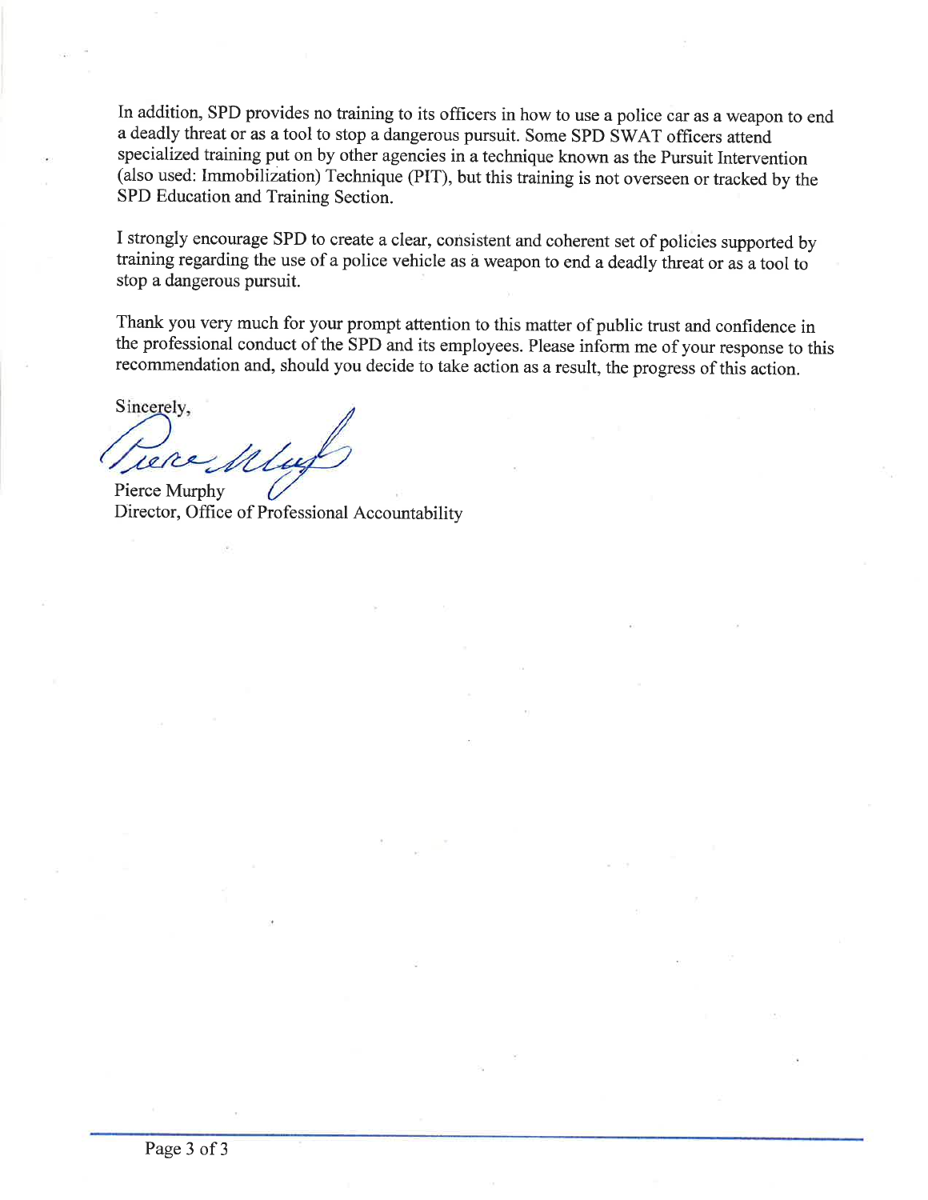In addition, SPD provides no training to its officers in how to use a police car as a weapon to end a deadly threat or as a tool to stop a dangerous pursuit. Some SPD SWAT officers attend specialized training put on by other agencies in a technique known as the Pursuit Intervention (also used: Immobilization) Technique (PIT), but this training is not overseen or tracked by the SPD Education and Training Section.

I strongly encourage SPD to create a clear, consistent and coherent set of policies supported by training regarding the use of a police vehicle as a weapon to end a deadly threat or as a tool to stop a dangerous pursuit.

Thank you very much for your prompt attention to this matter of public trust and confidence in the professional conduct of the SPD and its employees. Please inform me of your response to this recommendation and, should you decide to take action as a result, the progress of this action.

Sincerely,

Pierce Murphy
Director, Office of Professional Accountability